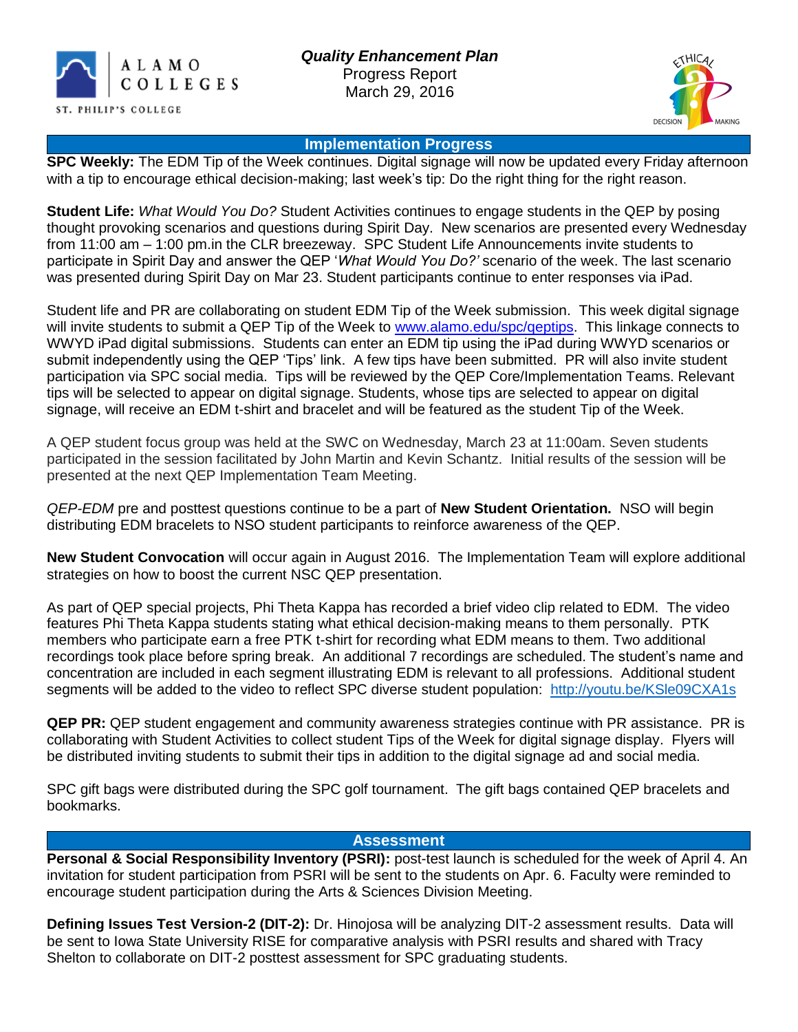ALAMO COLLEGES
ST. PHILIP'S COLLEGE

# *Quality Enhancement Plan*

Progress Report
March 29, 2016

## Implementation Progress

**SPC Weekly:** The EDM Tip of the Week continues. Digital signage will now be updated every Friday afternoon with a tip to encourage ethical decision-making; last week's tip: Do the right thing for the right reason.

**Student Life:** *What Would You Do?* Student Activities continues to engage students in the QEP by posing thought provoking scenarios and questions during Spirit Day. New scenarios are presented every Wednesday from 11:00 am – 1:00 pm.in the CLR breezeway. SPC Student Life Announcements invite students to participate in Spirit Day and answer the QEP '*What Would You Do?'* scenario of the week. The last scenario was presented during Spirit Day on Mar 23. Student participants continue to enter responses via iPad.

Student life and PR are collaborating on student EDM Tip of the Week submission. This week digital signage will invite students to submit a QEP Tip of the Week to www.alamo.edu/spc/qeptips. This linkage connects to WWYD iPad digital submissions. Students can enter an EDM tip using the iPad during WWYD scenarios or submit independently using the QEP 'Tips' link. A few tips have been submitted. PR will also invite student participation via SPC social media. Tips will be reviewed by the QEP Core/Implementation Teams. Relevant tips will be selected to appear on digital signage. Students, whose tips are selected to appear on digital signage, will receive an EDM t-shirt and bracelet and will be featured as the student Tip of the Week.

A QEP student focus group was held at the SWC on Wednesday, March 23 at 11:00am. Seven students participated in the session facilitated by John Martin and Kevin Schantz. Initial results of the session will be presented at the next QEP Implementation Team Meeting.

*QEP-EDM* pre and posttest questions continue to be a part of **New Student Orientation.** NSO will begin distributing EDM bracelets to NSO student participants to reinforce awareness of the QEP.

**New Student Convocation** will occur again in August 2016. The Implementation Team will explore additional strategies on how to boost the current NSC QEP presentation.

As part of QEP special projects, Phi Theta Kappa has recorded a brief video clip related to EDM. The video features Phi Theta Kappa students stating what ethical decision-making means to them personally. PTK members who participate earn a free PTK t-shirt for recording what EDM means to them. Two additional recordings took place before spring break. An additional 7 recordings are scheduled. The student's name and concentration are included in each segment illustrating EDM is relevant to all professions. Additional student segments will be added to the video to reflect SPC diverse student population: http://youtu.be/KSle09CXA1s

**QEP PR:** QEP student engagement and community awareness strategies continue with PR assistance. PR is collaborating with Student Activities to collect student Tips of the Week for digital signage display. Flyers will be distributed inviting students to submit their tips in addition to the digital signage ad and social media.

SPC gift bags were distributed during the SPC golf tournament. The gift bags contained QEP bracelets and bookmarks.

## Assessment

**Personal & Social Responsibility Inventory (PSRI):** post-test launch is scheduled for the week of April 4. An invitation for student participation from PSRI will be sent to the students on Apr. 6. Faculty were reminded to encourage student participation during the Arts & Sciences Division Meeting.

**Defining Issues Test Version-2 (DIT-2):** Dr. Hinojosa will be analyzing DIT-2 assessment results. Data will be sent to Iowa State University RISE for comparative analysis with PSRI results and shared with Tracy Shelton to collaborate on DIT-2 posttest assessment for SPC graduating students.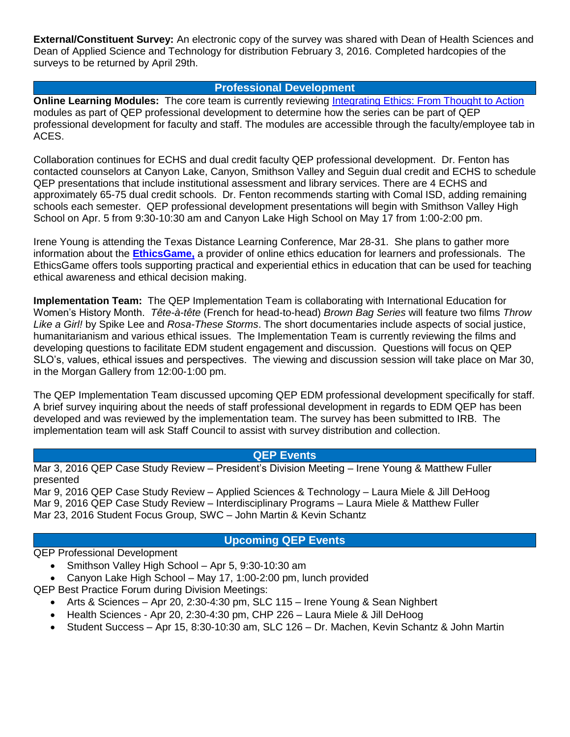**External/Constituent Survey:** An electronic copy of the survey was shared with Dean of Health Sciences and Dean of Applied Science and Technology for distribution February 3, 2016. Completed hardcopies of the surveys to be returned by April 29th.

## Professional Development

**Online Learning Modules:** The core team is currently reviewing Integrating Ethics: From Thought to Action modules as part of QEP professional development to determine how the series can be part of QEP professional development for faculty and staff. The modules are accessible through the faculty/employee tab in ACES.

Collaboration continues for ECHS and dual credit faculty QEP professional development. Dr. Fenton has contacted counselors at Canyon Lake, Canyon, Smithson Valley and Seguin dual credit and ECHS to schedule QEP presentations that include institutional assessment and library services. There are 4 ECHS and approximately 65-75 dual credit schools. Dr. Fenton recommends starting with Comal ISD, adding remaining schools each semester. QEP professional development presentations will begin with Smithson Valley High School on Apr. 5 from 9:30-10:30 am and Canyon Lake High School on May 17 from 1:00-2:00 pm.

Irene Young is attending the Texas Distance Learning Conference, Mar 28-31. She plans to gather more information about the **EthicsGame,** a provider of online ethics education for learners and professionals. The EthicsGame offers tools supporting practical and experiential ethics in education that can be used for teaching ethical awareness and ethical decision making.

**Implementation Team:** The QEP Implementation Team is collaborating with International Education for Women's History Month. *Tête-à-tête* (French for head-to-head) *Brown Bag Series* will feature two films *Throw Like a Girl!* by Spike Lee and *Rosa-These Storms*. The short documentaries include aspects of social justice, humanitarianism and various ethical issues. The Implementation Team is currently reviewing the films and developing questions to facilitate EDM student engagement and discussion. Questions will focus on QEP SLO's, values, ethical issues and perspectives. The viewing and discussion session will take place on Mar 30, in the Morgan Gallery from 12:00-1:00 pm.

The QEP Implementation Team discussed upcoming QEP EDM professional development specifically for staff. A brief survey inquiring about the needs of staff professional development in regards to EDM QEP has been developed and was reviewed by the implementation team. The survey has been submitted to IRB. The implementation team will ask Staff Council to assist with survey distribution and collection.

## QEP Events

Mar 3, 2016 QEP Case Study Review – President's Division Meeting – Irene Young & Matthew Fuller presented
Mar 9, 2016 QEP Case Study Review – Applied Sciences & Technology – Laura Miele & Jill DeHoog
Mar 9, 2016 QEP Case Study Review – Interdisciplinary Programs – Laura Miele & Matthew Fuller
Mar 23, 2016 Student Focus Group, SWC – John Martin & Kevin Schantz

## Upcoming QEP Events

QEP Professional Development

- Smithson Valley High School – Apr 5, 9:30-10:30 am
- Canyon Lake High School – May 17, 1:00-2:00 pm, lunch provided

QEP Best Practice Forum during Division Meetings:

- Arts & Sciences – Apr 20, 2:30-4:30 pm, SLC 115 – Irene Young & Sean Nighbert
- Health Sciences - Apr 20, 2:30-4:30 pm, CHP 226 – Laura Miele & Jill DeHoog
- Student Success – Apr 15, 8:30-10:30 am, SLC 126 – Dr. Machen, Kevin Schantz & John Martin